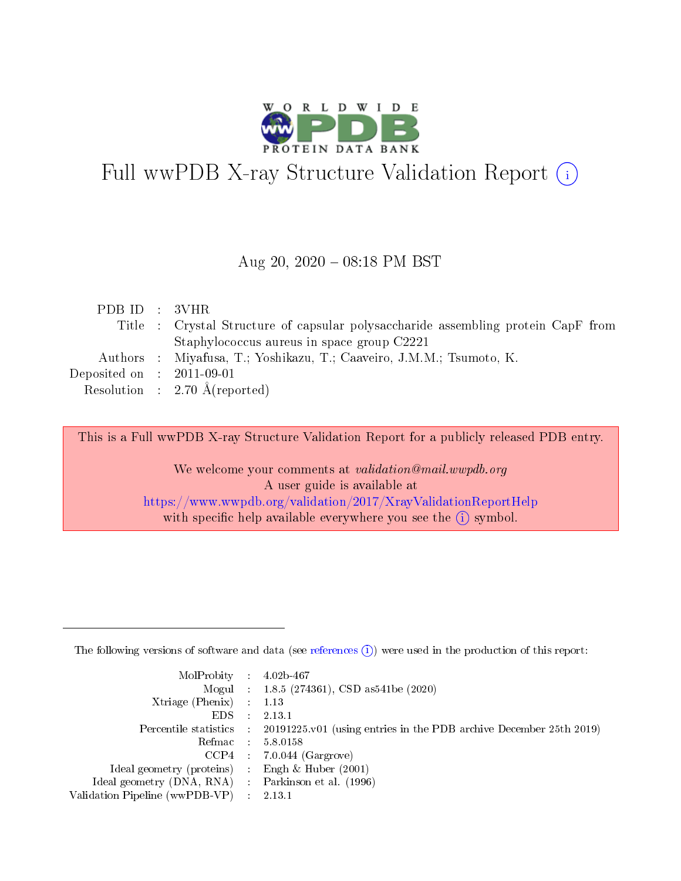# Full wwPDB X-ray Structure Validation Report (i)

Aug 20, 2020 – 08:18 PM BST

| | | |
|---|---|---|
| PDB ID | : | 3VHR |
| Title | : | Crystal Structure of capsular polysaccharide assembling protein CapF from Staphylococcus aureus in space group C2221 |
| Authors | : | Miyafusa, T.; Yoshikazu, T.; Caaveiro, J.M.M.; Tsumoto, K. |
| Deposited on | : | 2011-09-01 |
| Resolution | : | 2.70 Å(reported) |

This is a Full wwPDB X-ray Structure Validation Report for a publicly released PDB entry.

We welcome your comments at *validation@mail.wwpdb.org*
A user guide is available at
https://www.wwpdb.org/validation/2017/XrayValidationReportHelp
with specific help available everywhere you see the (i) symbol.

The following versions of software and data (see references (i)) were used in the production of this report:

| | | |
|---|---|---|
| MolProbity | : | 4.02b-467 |
| Mogul | : | 1.8.5 (274361), CSD as541be (2020) |
| Xtriage (Phenix) | : | 1.13 |
| EDS | : | 2.13.1 |
| Percentile statistics | : | 20191225.v01 (using entries in the PDB archive December 25th 2019) |
| Refmac | : | 5.8.0158 |
| CCP4 | : | 7.0.044 (Gargrove) |
| Ideal geometry (proteins) | : | Engh & Huber (2001) |
| Ideal geometry (DNA, RNA) | : | Parkinson et al. (1996) |
| Validation Pipeline (wwPDB-VP) | : | 2.13.1 |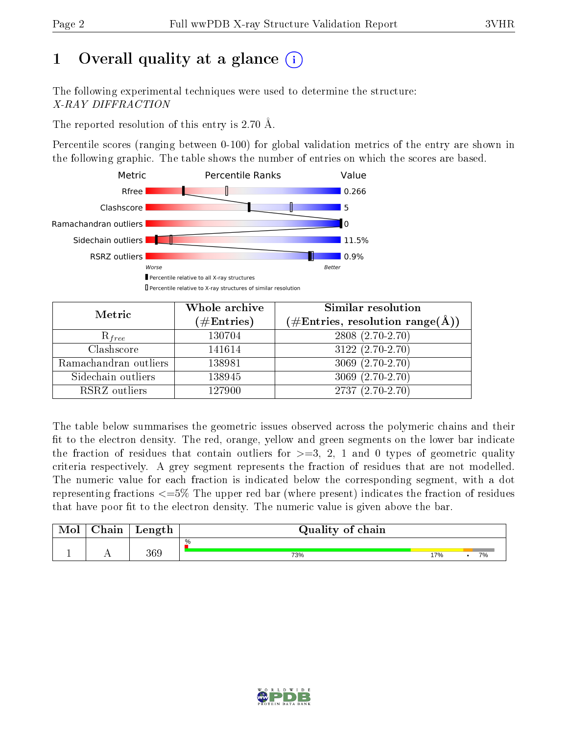# 1 Overall quality at a glance

The following experimental techniques were used to determine the structure:
*X-RAY DIFFRACTION*

The reported resolution of this entry is 2.70 Å.

Percentile scores (ranging between 0-100) for global validation metrics of the entry are shown in the following graphic. The table shows the number of entries on which the scores are based.

| Metric | Value |
|---|---|
| Rfree | 0.266 |
| Clashscore | 5 |
| Ramachandran outliers | 0 |
| Sidechain outliers | 11.5% |
| RSRZ outliers | 0.9% |

| Metric | Whole archive (#Entries) | Similar resolution (#Entries, resolution range(Å)) |
|---|---|---|
| $R_{free}$ | 130704 | 2808 (2.70-2.70) |
| Clashscore | 141614 | 3122 (2.70-2.70) |
| Ramachandran outliers | 138981 | 3069 (2.70-2.70) |
| Sidechain outliers | 138945 | 3069 (2.70-2.70) |
| RSRZ outliers | 127900 | 2737 (2.70-2.70) |

The table below summarises the geometric issues observed across the polymeric chains and their fit to the electron density. The red, orange, yellow and green segments on the lower bar indicate the fraction of residues that contain outliers for >=3, 2, 1 and 0 types of geometric quality criteria respectively. A grey segment represents the fraction of residues that are not modelled. The numeric value for each fraction is indicated below the corresponding segment, with a dot representing fractions <=5% The upper red bar (where present) indicates the fraction of residues that have poor fit to the electron density. The numeric value is given above the bar.

| Mol | Chain | Length | Quality of chain |
|---|---|---|---|
| 1 | A | 369 | 73% / 17% / • / 7% |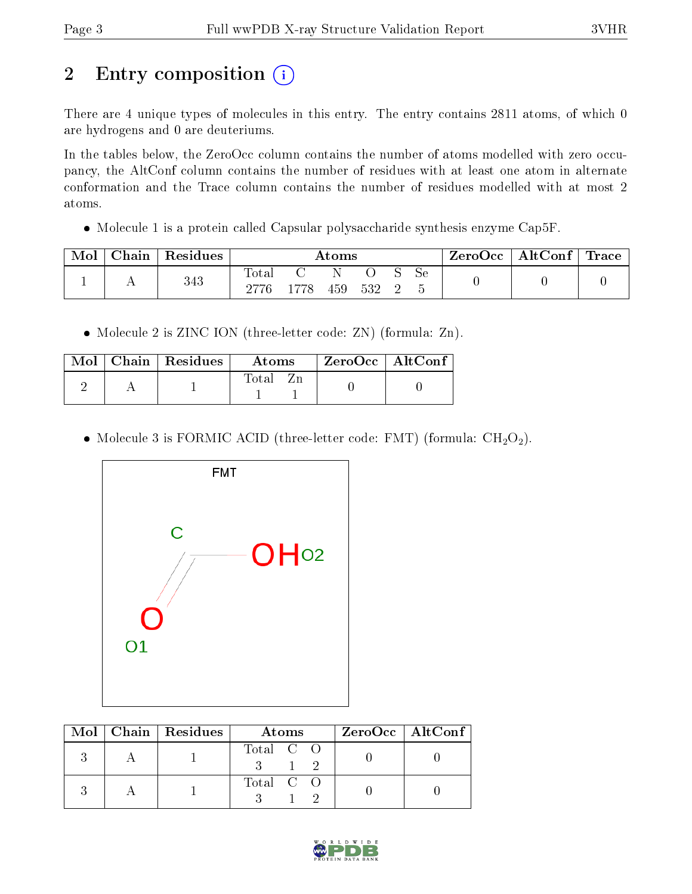# 2 Entry composition

There are 4 unique types of molecules in this entry. The entry contains 2811 atoms, of which 0 are hydrogens and 0 are deuteriums.

In the tables below, the ZeroOcc column contains the number of atoms modelled with zero occupancy, the AltConf column contains the number of residues with at least one atom in alternate conformation and the Trace column contains the number of residues modelled with at most 2 atoms.

- Molecule 1 is a protein called Capsular polysaccharide synthesis enzyme Cap5F.

| Mol | Chain | Residues | Atoms | | | | | | ZeroOcc | AltConf | Trace |
|---|---|---|---|---|---|---|---|---|---|---|---|
| 1 | A | 343 | Total<br>2776 | C<br>1778 | N<br>459 | O<br>532 | S<br>2 | Se<br>5 | 0 | 0 | 0 |

- Molecule 2 is ZINC ION (three-letter code: ZN) (formula: Zn).

| Mol | Chain | Residues | Atoms | | ZeroOcc | AltConf |
|---|---|---|---|---|---|---|
| 2 | A | 1 | Total<br>1 | Zn<br>1 | 0 | 0 |

- Molecule 3 is FORMIC ACID (three-letter code: FMT) (formula: $CH_2O_2$).

| Mol | Chain | Residues | Atoms | | | ZeroOcc | AltConf |
|---|---|---|---|---|---|---|---|
| 3 | A | 1 | Total<br>3 | C<br>1 | O<br>2 | 0 | 0 |
| 3 | A | 1 | Total<br>3 | C<br>1 | O<br>2 | 0 | 0 |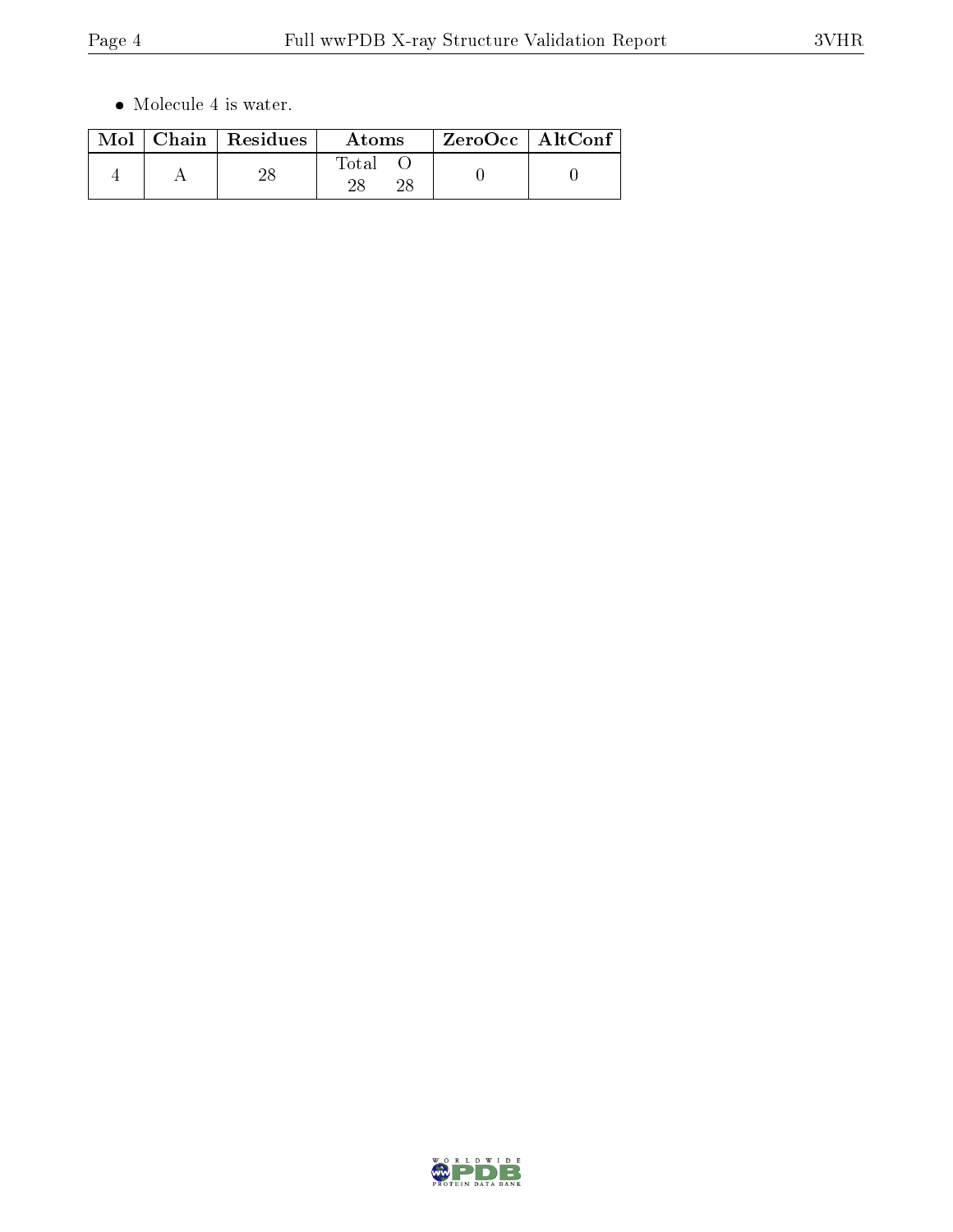- Molecule 4 is water.

| Mol | Chain | Residues | Atoms | | ZeroOcc | AltConf |
|---|---|---|---|---|---|---|
| | | | Total | O | | |
| 4 | A | 28 | 28 | 28 | 0 | 0 |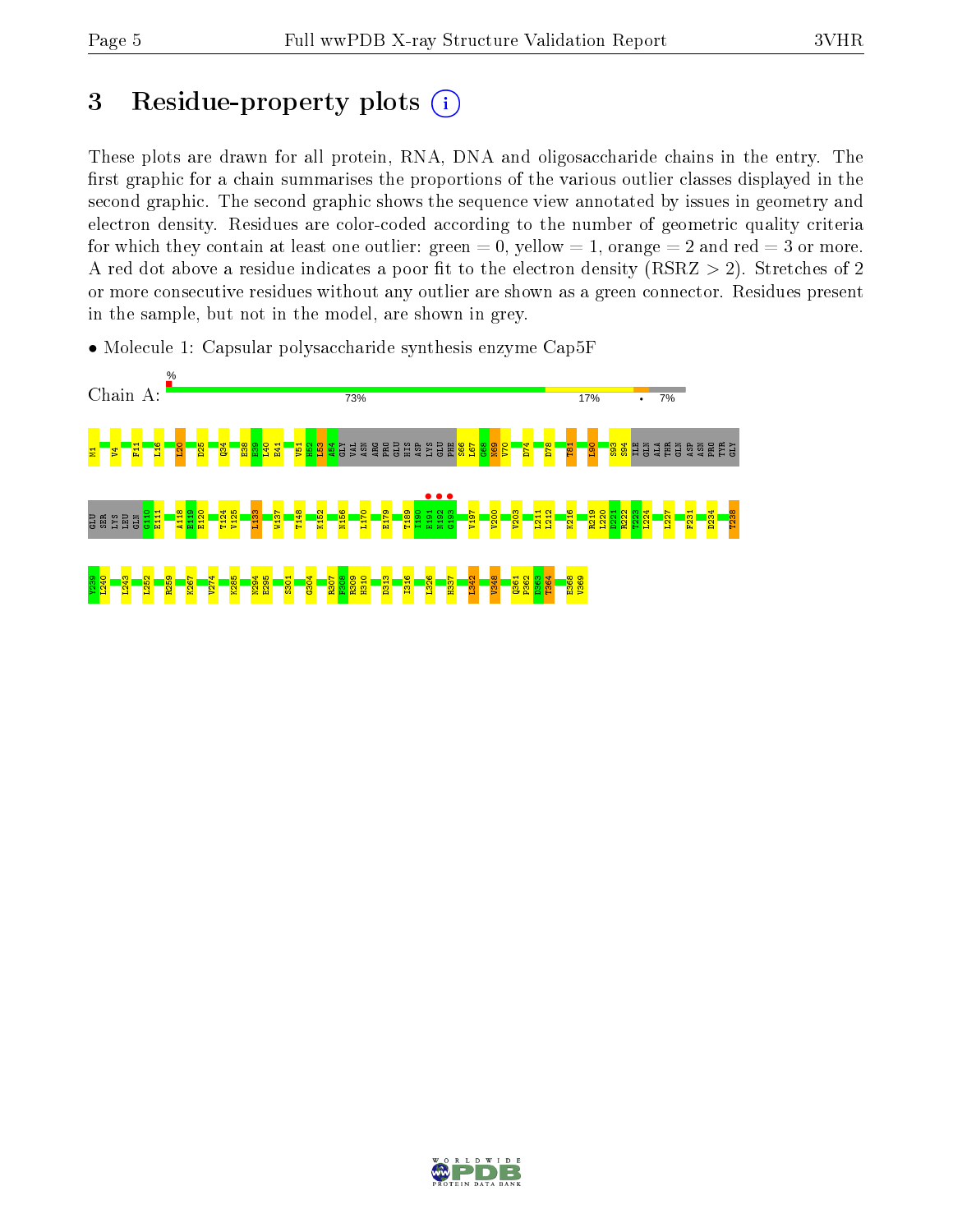# 3 Residue-property plots

These plots are drawn for all protein, RNA, DNA and oligosaccharide chains in the entry. The first graphic for a chain summarises the proportions of the various outlier classes displayed in the second graphic. The second graphic shows the sequence view annotated by issues in geometry and electron density. Residues are color-coded according to the number of geometric quality criteria for which they contain at least one outlier: green = 0, yellow = 1, orange = 2 and red = 3 or more. A red dot above a residue indicates a poor fit to the electron density (RSRZ > 2). Stretches of 2 or more consecutive residues without any outlier are shown as a green connector. Residues present in the sample, but not in the model, are shown in grey.

- Molecule 1: Capsular polysaccharide synthesis enzyme Cap5F

Chain A: 73% 17% • 7%

M1 V4 F11 L16 I20 D25 Q34 E38 F39 L40 E41 V51 H52 I53 A54 GLY VAL ASN ARG PRO GLU HIS ASP LYS GLU PHE S66 L67 G68 N69 V70 D74 D78 T81 L90 S93 S94 ILE GLN ALA THR GLN ASP ASN PRO TYR GLY GLU SER LYS LEU GLN G110 E111 A118 E119 E120 T124 V125 L133 W137 T148 K152 N156 L170 E179 T189 I190 E191 N192 G193 V197 V200 V203 L211 L212 K216 R219 L220 D221 R222 T223 L224 L227 F231 D234 T238 Y239 L240 L243 L252 R259 K267 V274 K285 N294 E295 S301 G304 R307 F308 R309 H310 D313 I316 L326 H337 L342 V348 Q361 P362 D363 T364 E368 V369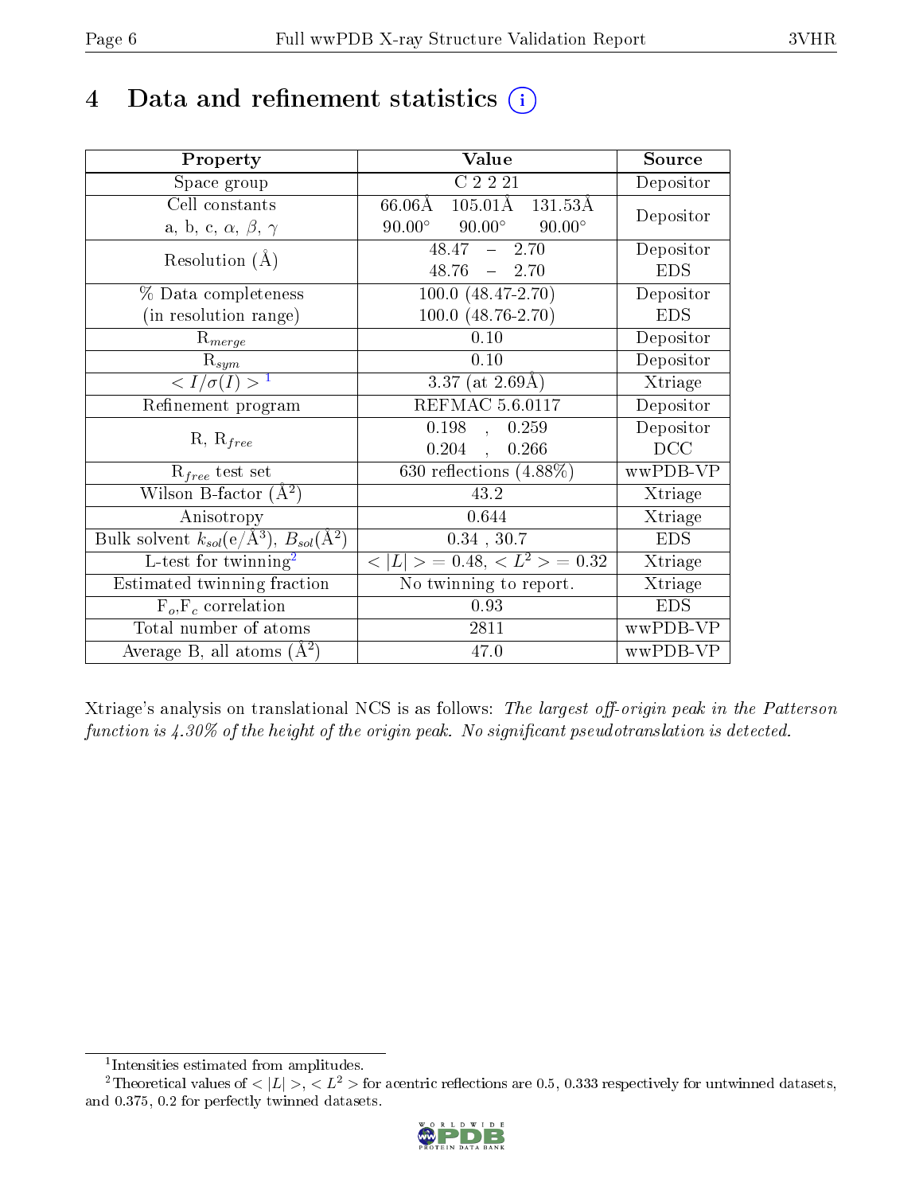# 4 Data and refinement statistics (i)

| Property | Value | Source |
|---|---|---|
| Space group | C 2 2 21 | Depositor |
| Cell constants<br>a, b, c, $\alpha$, $\beta$, $\gamma$ | 66.06Å 105.01Å 131.53Å<br>90.00° 90.00° 90.00° | Depositor |
| Resolution (Å) | 48.47 – 2.70<br>48.76 – 2.70 | Depositor<br>EDS |
| % Data completeness<br>(in resolution range) | 100.0 (48.47-2.70)<br>100.0 (48.76-2.70) | Depositor<br>EDS |
| $R_{merge}$ | 0.10 | Depositor |
| $R_{sym}$ | 0.10 | Depositor |
| $< I/\sigma(I) >$ [1] | 3.37 (at 2.69Å) | Xtriage |
| Refinement program | REFMAC 5.6.0117 | Depositor |
| R, $R_{free}$ | 0.198 , 0.259<br>0.204 , 0.266 | Depositor<br>DCC |
| $R_{free}$ test set | 630 reflections (4.88%) | wwPDB-VP |
| Wilson B-factor (Å$^2$) | 43.2 | Xtriage |
| Anisotropy | 0.644 | Xtriage |
| Bulk solvent $k_{sol}$(e/Å$^3$), $B_{sol}$(Å$^2$) | 0.34 , 30.7 | EDS |
| L-test for twinning[2] | $< \|L\| >$ = 0.48, $< L^2 >$ = 0.32 | Xtriage |
| Estimated twinning fraction | No twinning to report. | Xtriage |
| $F_o$,$F_c$ correlation | 0.93 | EDS |
| Total number of atoms | 2811 | wwPDB-VP |
| Average B, all atoms (Å$^2$) | 47.0 | wwPDB-VP |

Xtriage's analysis on translational NCS is as follows: *The largest off-origin peak in the Patterson function is 4.30% of the height of the origin peak. No significant pseudotranslation is detected.*

[1] Intensities estimated from amplitudes.

[2] Theoretical values of $< |L| >$, $< L^2 >$ for acentric reflections are 0.5, 0.333 respectively for untwinned datasets, and 0.375, 0.2 for perfectly twinned datasets.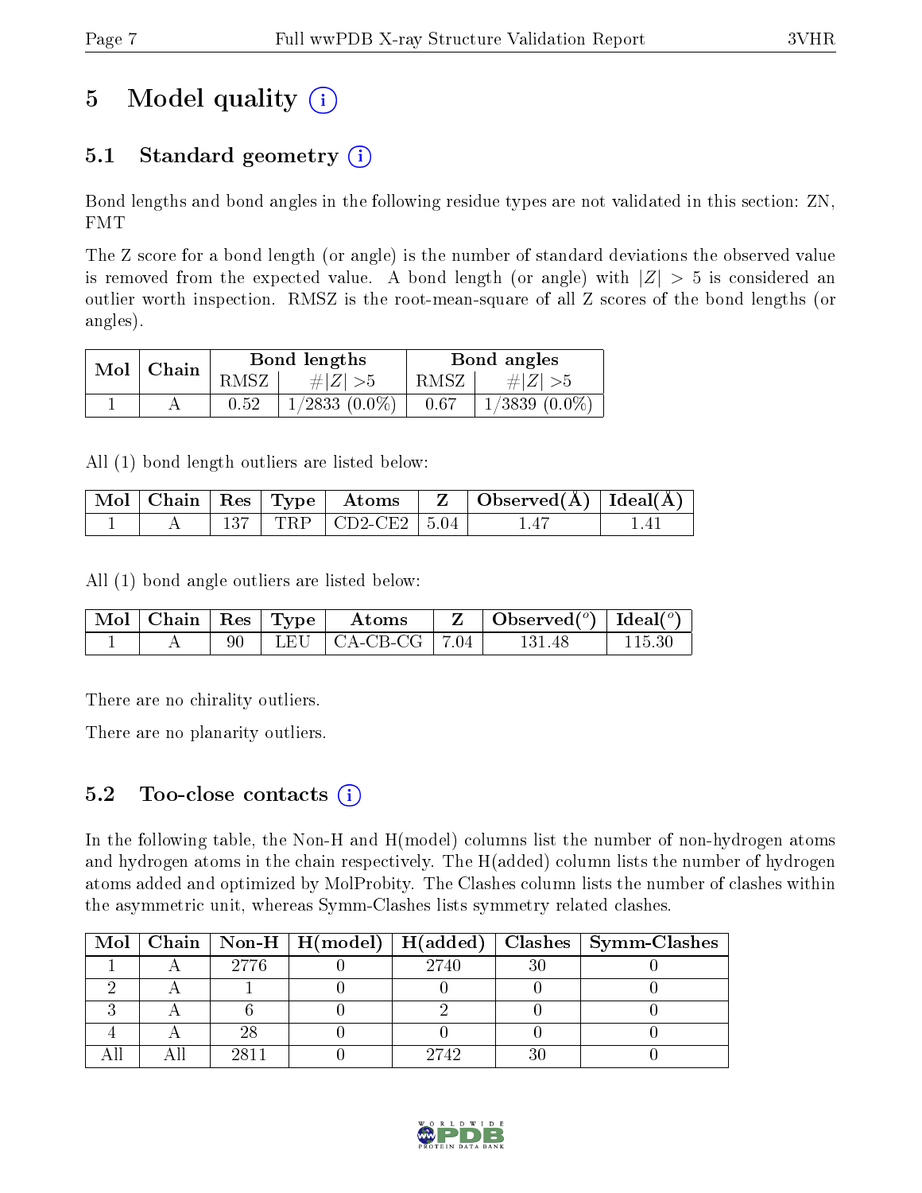# 5 Model quality

## 5.1 Standard geometry

Bond lengths and bond angles in the following residue types are not validated in this section: ZN, FMT

The Z score for a bond length (or angle) is the number of standard deviations the observed value is removed from the expected value. A bond length (or angle) with $|Z| > 5$ is considered an outlier worth inspection. RMSZ is the root-mean-square of all Z scores of the bond lengths (or angles).

| Mol | Chain | Bond lengths | | Bond angles | |
|---|---|---|---|---|---|
| | | RMSZ | #\|Z\| >5 | RMSZ | #\|Z\| >5 |
| 1 | A | 0.52 | 1/2833 (0.0%) | 0.67 | 1/3839 (0.0%) |

All (1) bond length outliers are listed below:

| Mol | Chain | Res | Type | Atoms | Z | Observed(Å) | Ideal(Å) |
|---|---|---|---|---|---|---|---|
| 1 | A | 137 | TRP | CD2-CE2 | 5.04 | 1.47 | 1.41 |

All (1) bond angle outliers are listed below:

| Mol | Chain | Res | Type | Atoms | Z | Observed(°) | Ideal(°) |
|---|---|---|---|---|---|---|---|
| 1 | A | 90 | LEU | CA-CB-CG | 7.04 | 131.48 | 115.30 |

There are no chirality outliers.

There are no planarity outliers.

## 5.2 Too-close contacts

In the following table, the Non-H and H(model) columns list the number of non-hydrogen atoms and hydrogen atoms in the chain respectively. The H(added) column lists the number of hydrogen atoms added and optimized by MolProbity. The Clashes column lists the number of clashes within the asymmetric unit, whereas Symm-Clashes lists symmetry related clashes.

| Mol | Chain | Non-H | H(model) | H(added) | Clashes | Symm-Clashes |
|---|---|---|---|---|---|---|
| 1 | A | 2776 | 0 | 2740 | 30 | 0 |
| 2 | A | 1 | 0 | 0 | 0 | 0 |
| 3 | A | 6 | 0 | 2 | 0 | 0 |
| 4 | A | 28 | 0 | 0 | 0 | 0 |
| All | All | 2811 | 0 | 2742 | 30 | 0 |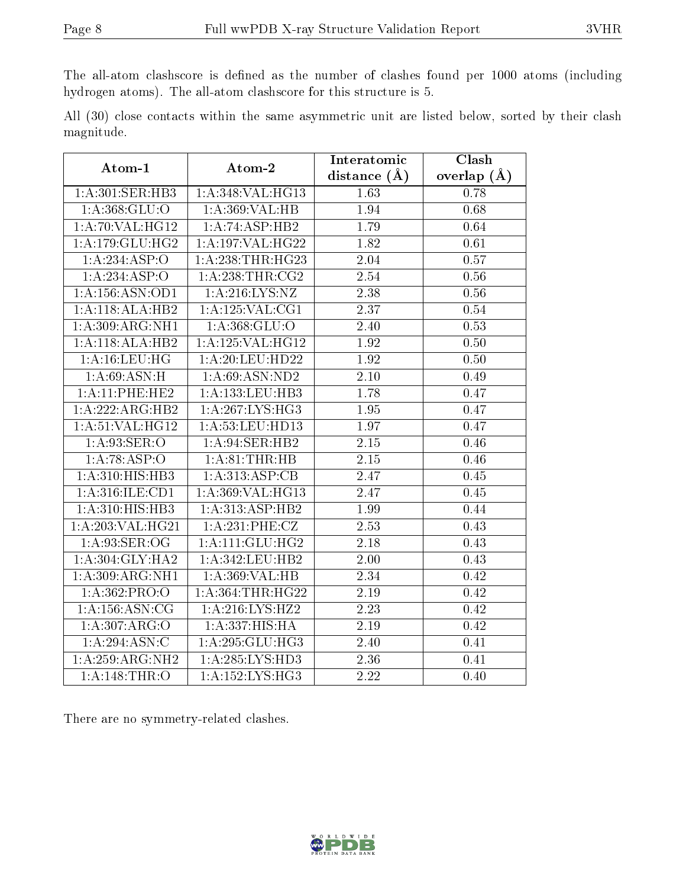The all-atom clashscore is defined as the number of clashes found per 1000 atoms (including hydrogen atoms). The all-atom clashscore for this structure is 5.

All (30) close contacts within the same asymmetric unit are listed below, sorted by their clash magnitude.

| Atom-1 | Atom-2 | Interatomic distance (Å) | Clash overlap (Å) |
|---|---|---|---|
| 1:A:301:SER:HB3 | 1:A:348:VAL:HG13 | 1.63 | 0.78 |
| 1:A:368:GLU:O | 1:A:369:VAL:HB | 1.94 | 0.68 |
| 1:A:70:VAL:HG12 | 1:A:74:ASP:HB2 | 1.79 | 0.64 |
| 1:A:179:GLU:HG2 | 1:A:197:VAL:HG22 | 1.82 | 0.61 |
| 1:A:234:ASP:O | 1:A:238:THR:HG23 | 2.04 | 0.57 |
| 1:A:234:ASP:O | 1:A:238:THR:CG2 | 2.54 | 0.56 |
| 1:A:156:ASN:OD1 | 1:A:216:LYS:NZ | 2.38 | 0.56 |
| 1:A:118:ALA:HB2 | 1:A:125:VAL:CG1 | 2.37 | 0.54 |
| 1:A:309:ARG:NH1 | 1:A:368:GLU:O | 2.40 | 0.53 |
| 1:A:118:ALA:HB2 | 1:A:125:VAL:HG12 | 1.92 | 0.50 |
| 1:A:16:LEU:HG | 1:A:20:LEU:HD22 | 1.92 | 0.50 |
| 1:A:69:ASN:H | 1:A:69:ASN:ND2 | 2.10 | 0.49 |
| 1:A:11:PHE:HE2 | 1:A:133:LEU:HB3 | 1.78 | 0.47 |
| 1:A:222:ARG:HB2 | 1:A:267:LYS:HG3 | 1.95 | 0.47 |
| 1:A:51:VAL:HG12 | 1:A:53:LEU:HD13 | 1.97 | 0.47 |
| 1:A:93:SER:O | 1:A:94:SER:HB2 | 2.15 | 0.46 |
| 1:A:78:ASP:O | 1:A:81:THR:HB | 2.15 | 0.46 |
| 1:A:310:HIS:HB3 | 1:A:313:ASP:CB | 2.47 | 0.45 |
| 1:A:316:ILE:CD1 | 1:A:369:VAL:HG13 | 2.47 | 0.45 |
| 1:A:310:HIS:HB3 | 1:A:313:ASP:HB2 | 1.99 | 0.44 |
| 1:A:203:VAL:HG21 | 1:A:231:PHE:CZ | 2.53 | 0.43 |
| 1:A:93:SER:OG | 1:A:111:GLU:HG2 | 2.18 | 0.43 |
| 1:A:304:GLY:HA2 | 1:A:342:LEU:HB2 | 2.00 | 0.43 |
| 1:A:309:ARG:NH1 | 1:A:369:VAL:HB | 2.34 | 0.42 |
| 1:A:362:PRO:O | 1:A:364:THR:HG22 | 2.19 | 0.42 |
| 1:A:156:ASN:CG | 1:A:216:LYS:HZ2 | 2.23 | 0.42 |
| 1:A:307:ARG:O | 1:A:337:HIS:HA | 2.19 | 0.42 |
| 1:A:294:ASN:C | 1:A:295:GLU:HG3 | 2.40 | 0.41 |
| 1:A:259:ARG:NH2 | 1:A:285:LYS:HD3 | 2.36 | 0.41 |
| 1:A:148:THR:O | 1:A:152:LYS:HG3 | 2.22 | 0.40 |

There are no symmetry-related clashes.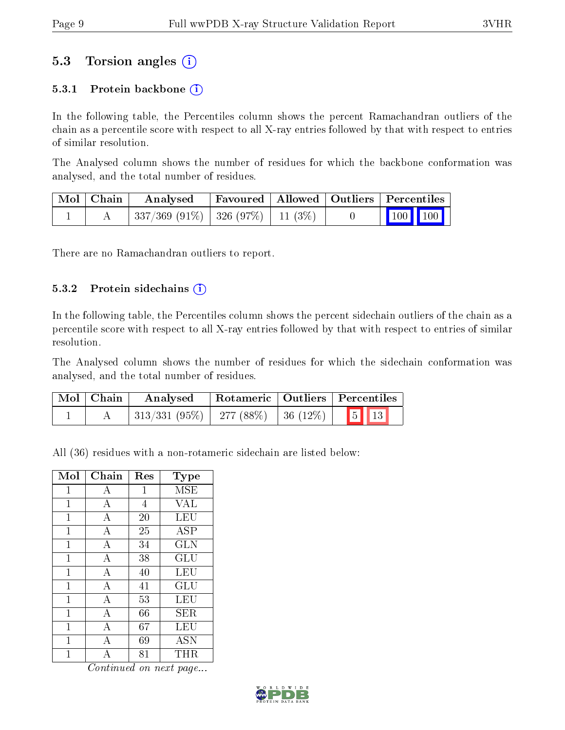## 5.3 Torsion angles (i)

### 5.3.1 Protein backbone (i)

In the following table, the Percentiles column shows the percent Ramachandran outliers of the chain as a percentile score with respect to all X-ray entries followed by that with respect to entries of similar resolution.

The Analysed column shows the number of residues for which the backbone conformation was analysed, and the total number of residues.

| Mol | Chain | Analysed | Favoured | Allowed | Outliers | Percentiles |
|---|---|---|---|---|---|---|
| 1 | A | 337/369 (91%) | 326 (97%) | 11 (3%) | 0 | 100 100 |

There are no Ramachandran outliers to report.

### 5.3.2 Protein sidechains (i)

In the following table, the Percentiles column shows the percent sidechain outliers of the chain as a percentile score with respect to all X-ray entries followed by that with respect to entries of similar resolution.

The Analysed column shows the number of residues for which the sidechain conformation was analysed, and the total number of residues.

| Mol | Chain | Analysed | Rotameric | Outliers | Percentiles |
|---|---|---|---|---|---|
| 1 | A | 313/331 (95%) | 277 (88%) | 36 (12%) | 5 13 |

All (36) residues with a non-rotameric sidechain are listed below:

| Mol | Chain | Res | Type |
|---|---|---|---|
| 1 | A | 1 | MSE |
| 1 | A | 4 | VAL |
| 1 | A | 20 | LEU |
| 1 | A | 25 | ASP |
| 1 | A | 34 | GLN |
| 1 | A | 38 | GLU |
| 1 | A | 40 | LEU |
| 1 | A | 41 | GLU |
| 1 | A | 53 | LEU |
| 1 | A | 66 | SER |
| 1 | A | 67 | LEU |
| 1 | A | 69 | ASN |
| 1 | A | 81 | THR |

*Continued on next page...*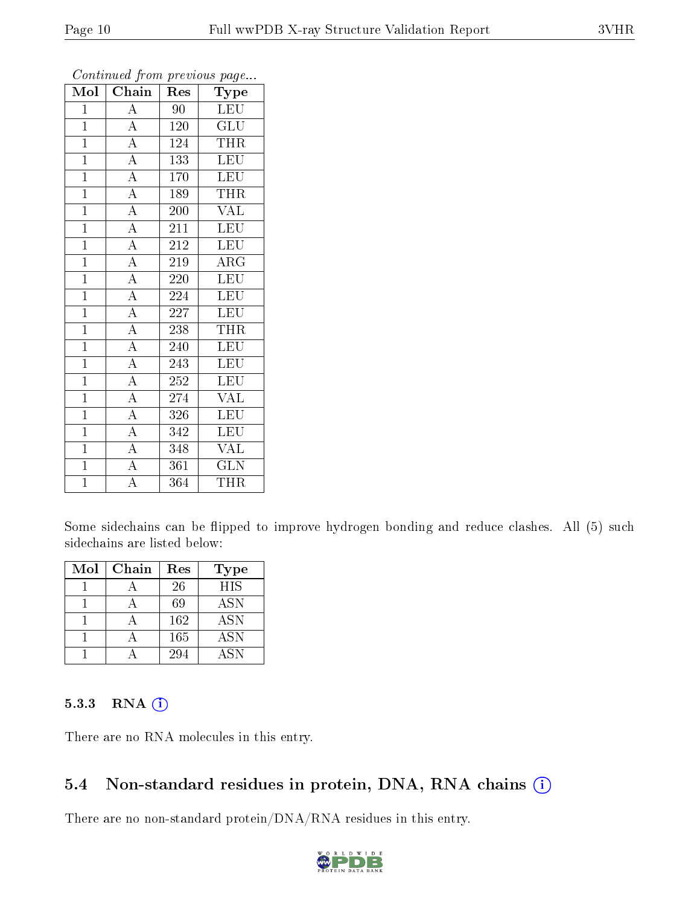*Continued from previous page...*

| Mol | Chain | Res | Type |
|---|---|---|---|
| 1 | A | 90 | LEU |
| 1 | A | 120 | GLU |
| 1 | A | 124 | THR |
| 1 | A | 133 | LEU |
| 1 | A | 170 | LEU |
| 1 | A | 189 | THR |
| 1 | A | 200 | VAL |
| 1 | A | 211 | LEU |
| 1 | A | 212 | LEU |
| 1 | A | 219 | ARG |
| 1 | A | 220 | LEU |
| 1 | A | 224 | LEU |
| 1 | A | 227 | LEU |
| 1 | A | 238 | THR |
| 1 | A | 240 | LEU |
| 1 | A | 243 | LEU |
| 1 | A | 252 | LEU |
| 1 | A | 274 | VAL |
| 1 | A | 326 | LEU |
| 1 | A | 342 | LEU |
| 1 | A | 348 | VAL |
| 1 | A | 361 | GLN |
| 1 | A | 364 | THR |

Some sidechains can be flipped to improve hydrogen bonding and reduce clashes. All (5) such sidechains are listed below:

| Mol | Chain | Res | Type |
|---|---|---|---|
| 1 | A | 26 | HIS |
| 1 | A | 69 | ASN |
| 1 | A | 162 | ASN |
| 1 | A | 165 | ASN |
| 1 | A | 294 | ASN |

### 5.3.3 RNA

There are no RNA molecules in this entry.

## 5.4 Non-standard residues in protein, DNA, RNA chains

There are no non-standard protein/DNA/RNA residues in this entry.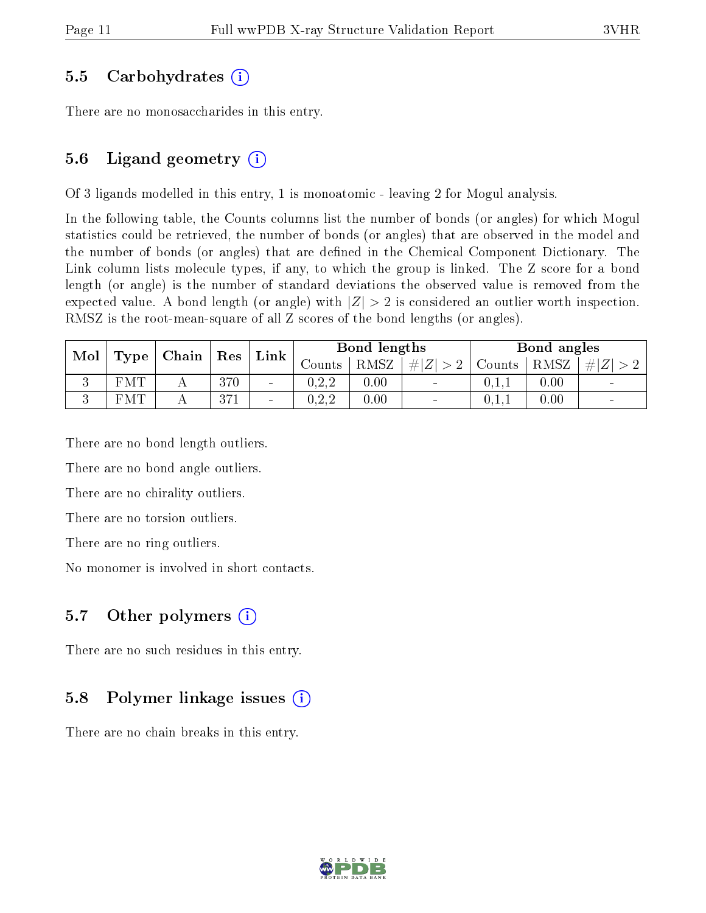### 5.5 Carbohydrates

There are no monosaccharides in this entry.

### 5.6 Ligand geometry

Of 3 ligands modelled in this entry, 1 is monoatomic - leaving 2 for Mogul analysis.

In the following table, the Counts columns list the number of bonds (or angles) for which Mogul statistics could be retrieved, the number of bonds (or angles) that are observed in the model and the number of bonds (or angles) that are defined in the Chemical Component Dictionary. The Link column lists molecule types, if any, to which the group is linked. The Z score for a bond length (or angle) is the number of standard deviations the observed value is removed from the expected value. A bond length (or angle) with $|Z| > 2$ is considered an outlier worth inspection. RMSZ is the root-mean-square of all Z scores of the bond lengths (or angles).

| Mol | Type | Chain | Res | Link | Bond lengths | | | Bond angles | | |
|---|---|---|---|---|---|---|---|---|---|---|
| | | | | | Counts | RMSZ | $\#\|Z\| > 2$ | Counts | RMSZ | $\#\|Z\| > 2$ |
| 3 | FMT | A | 370 | - | 0,2,2 | 0.00 | - | 0,1,1 | 0.00 | - |
| 3 | FMT | A | 371 | - | 0,2,2 | 0.00 | - | 0,1,1 | 0.00 | - |

There are no bond length outliers.

There are no bond angle outliers.

There are no chirality outliers.

There are no torsion outliers.

There are no ring outliers.

No monomer is involved in short contacts.

### 5.7 Other polymers

There are no such residues in this entry.

### 5.8 Polymer linkage issues

There are no chain breaks in this entry.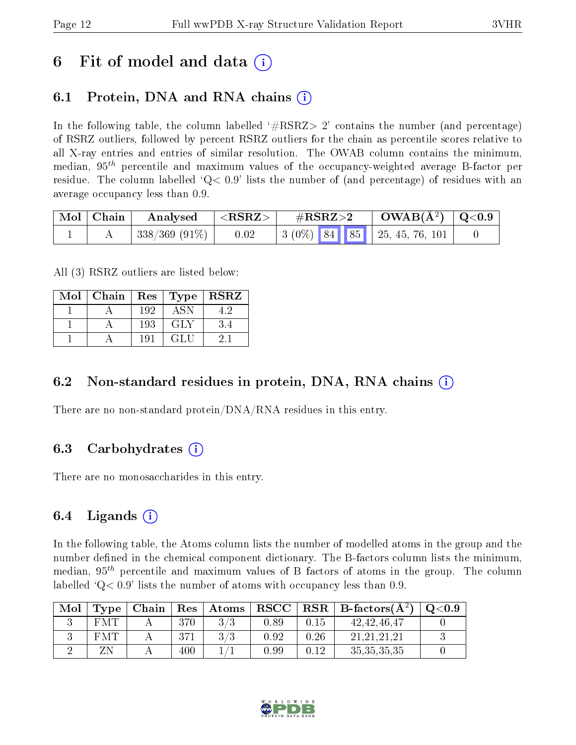# 6 Fit of model and data (i)

## 6.1 Protein, DNA and RNA chains (i)

In the following table, the column labelled '#RSRZ> 2' contains the number (and percentage) of RSRZ outliers, followed by percent RSRZ outliers for the chain as percentile scores relative to all X-ray entries and entries of similar resolution. The OWAB column contains the minimum, median, $95^{th}$ percentile and maximum values of the occupancy-weighted average B-factor per residue. The column labelled 'Q< 0.9' lists the number of (and percentage) of residues with an average occupancy less than 0.9.

| Mol | Chain | Analysed | <RSRZ> | #RSRZ>2 | | | OWAB(Å$^2$) | Q<0.9 |
|---|---|---|---|---|---|---|---|---|
| 1 | A | 338/369 (91%) | 0.02 | 3 (0%) | 84 | 85 | 25, 45, 76, 101 | 0 |

All (3) RSRZ outliers are listed below:

| Mol | Chain | Res | Type | RSRZ |
|---|---|---|---|---|
| 1 | A | 192 | ASN | 4.2 |
| 1 | A | 193 | GLY | 3.4 |
| 1 | A | 191 | GLU | 2.1 |

## 6.2 Non-standard residues in protein, DNA, RNA chains (i)

There are no non-standard protein/DNA/RNA residues in this entry.

## 6.3 Carbohydrates (i)

There are no monosaccharides in this entry.

## 6.4 Ligands (i)

In the following table, the Atoms column lists the number of modelled atoms in the group and the number defined in the chemical component dictionary. The B-factors column lists the minimum, median, $95^{th}$ percentile and maximum values of B factors of atoms in the group. The column labelled 'Q< 0.9' lists the number of atoms with occupancy less than 0.9.

| Mol | Type | Chain | Res | Atoms | RSCC | RSR | B-factors(Å$^2$) | Q<0.9 |
|---|---|---|---|---|---|---|---|---|
| 3 | FMT | A | 370 | 3/3 | 0.89 | 0.15 | 42,42,46,47 | 0 |
| 3 | FMT | A | 371 | 3/3 | 0.92 | 0.26 | 21,21,21,21 | 3 |
| 2 | ZN | A | 400 | 1/1 | 0.99 | 0.12 | 35,35,35,35 | 0 |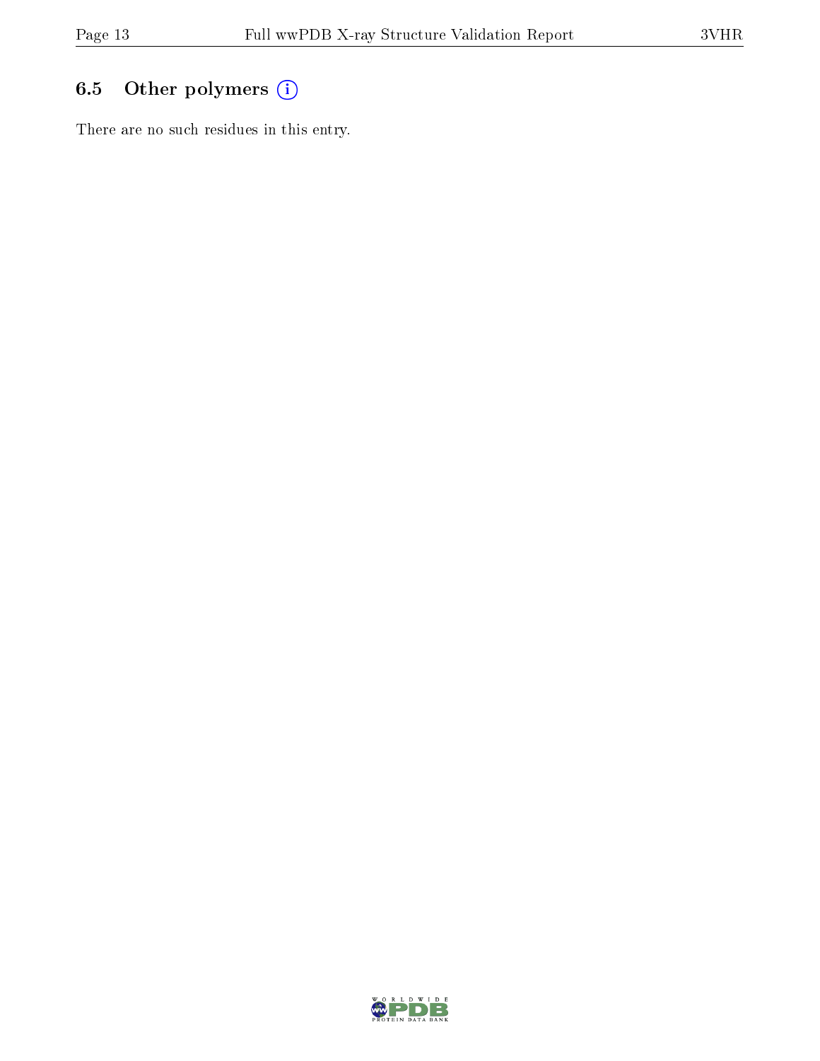### 6.5 Other polymers

There are no such residues in this entry.